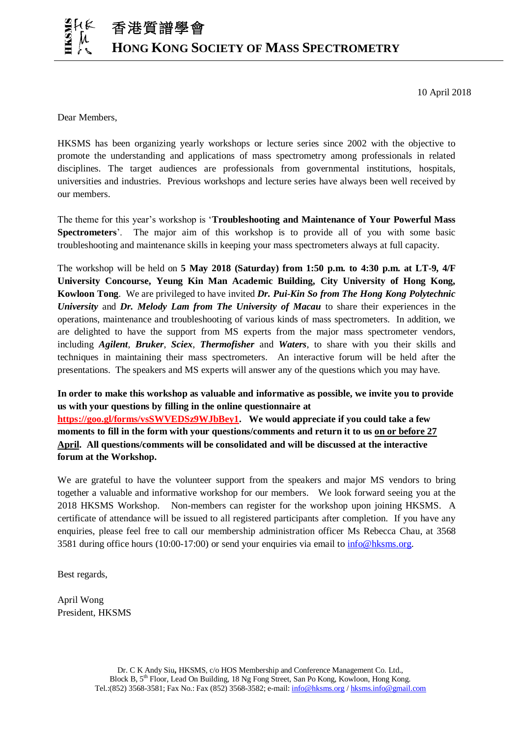# 香港質譜學會

# HONG KONG SOCIETY OF MASS SPECTROMETRY

10 April 2018

Dear Members,

HKSMS has been organizing yearly workshops or lecture series since 2002 with the objective to promote the understanding and applications of mass spectrometry among professionals in related disciplines. The target audiences are professionals from governmental institutions, hospitals, universities and industries. Previous workshops and lecture series have always been well received by our members.

The theme for this year's workshop is '**Troubleshooting and Maintenance of Your Powerful Mass Spectrometers**'. The major aim of this workshop is to provide all of you with some basic troubleshooting and maintenance skills in keeping your mass spectrometers always at full capacity.

The workshop will be held on **5 May 2018 (Saturday) from 1:50 p.m. to 4:30 p.m. at LT-9, 4/F University Concourse, Yeung Kin Man Academic Building, City University of Hong Kong, Kowloon Tong**. We are privileged to have invited ***Dr. Pui-Kin So from The Hong Kong Polytechnic University*** and ***Dr. Melody Lam from The University of Macau*** to share their experiences in the operations, maintenance and troubleshooting of various kinds of mass spectrometers. In addition, we are delighted to have the support from MS experts from the major mass spectrometer vendors, including ***Agilent***, ***Bruker***, ***Sciex***, ***Thermofisher*** and ***Waters***, to share with you their skills and techniques in maintaining their mass spectrometers. An interactive forum will be held after the presentations. The speakers and MS experts will answer any of the questions which you may have.

**In order to make this workshop as valuable and informative as possible, we invite you to provide us with your questions by filling in the online questionnaire at https://goo.gl/forms/vsSWVEDSz9WJbBey1. We would appreciate if you could take a few moments to fill in the form with your questions/comments and return it to us on or before 27 April. All questions/comments will be consolidated and will be discussed at the interactive forum at the Workshop.**

We are grateful to have the volunteer support from the speakers and major MS vendors to bring together a valuable and informative workshop for our members. We look forward seeing you at the 2018 HKSMS Workshop. Non-members can register for the workshop upon joining HKSMS. A certificate of attendance will be issued to all registered participants after completion. If you have any enquiries, please feel free to call our membership administration officer Ms Rebecca Chau, at 3568 3581 during office hours (10:00-17:00) or send your enquiries via email to info@hksms.org.

Best regards,

April Wong
President, HKSMS

Dr. C K Andy Siu, HKSMS, c/o HOS Membership and Conference Management Co. Ltd., Block B, 5th Floor, Lead On Building, 18 Ng Fong Street, San Po Kong, Kowloon, Hong Kong. Tel.:(852) 3568-3581; Fax No.: Fax (852) 3568-3582; e-mail: info@hksms.org / hksms.info@gmail.com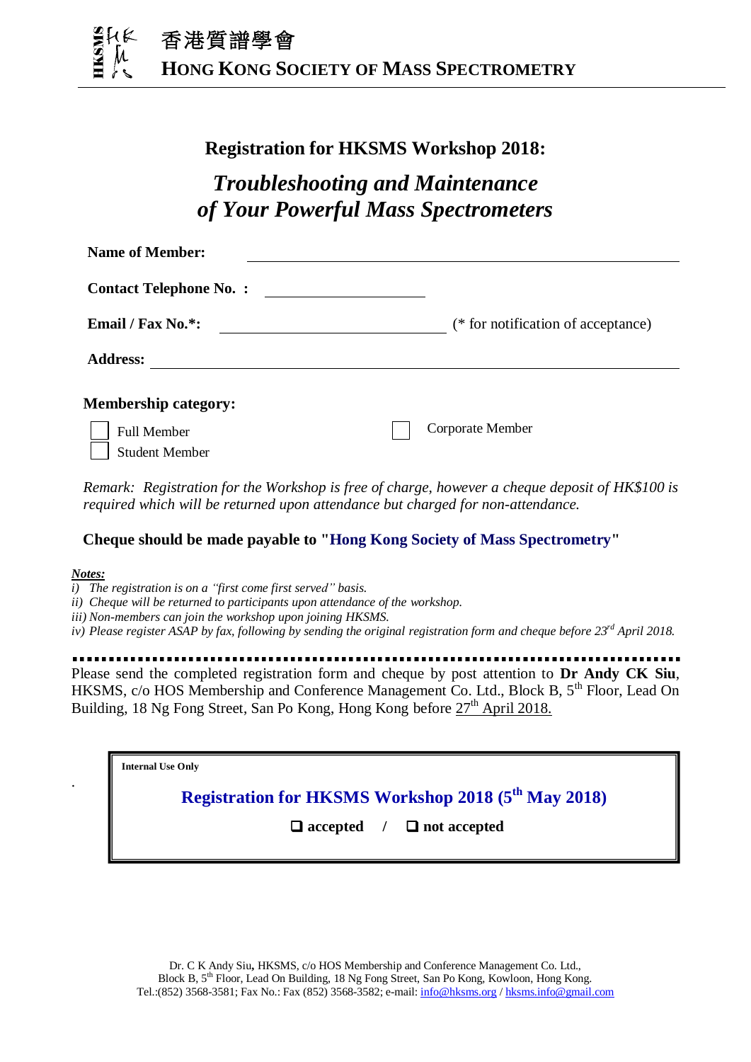**香港質譜學會**
**HONG KONG SOCIETY OF MASS SPECTROMETRY**

## Registration for HKSMS Workshop 2018:

## *Troubleshooting and Maintenance of Your Powerful Mass Spectrometers*

**Name of Member:** ____________________________________________

**Contact Telephone No. :** ____________________

**Email / Fax No.*:** __________________________ (* for notification of acceptance)

**Address:** ____________________________________________

**Membership category:**

- ☐ Full Member
- ☐ Student Member
- ☐ Corporate Member

*Remark: Registration for the Workshop is free of charge, however a cheque deposit of HK$100 is required which will be returned upon attendance but charged for non-attendance.*

**Cheque should be made payable to "Hong Kong Society of Mass Spectrometry"**

***Notes:***

*i) The registration is on a "first come first served" basis.*
*ii) Cheque will be returned to participants upon attendance of the workshop.*
*iii) Non-members can join the workshop upon joining HKSMS.*
*iv) Please register ASAP by fax, following by sending the original registration form and cheque before 23rd April 2018.*

Please send the completed registration form and cheque by post attention to **Dr Andy CK Siu**, HKSMS, c/o HOS Membership and Conference Management Co. Ltd., Block B, 5th Floor, Lead On Building, 18 Ng Fong Street, San Po Kong, Hong Kong before 27th April 2018.

---

**Internal Use Only**

**Registration for HKSMS Workshop 2018 (5th May 2018)**

**❑ accepted / ❑ not accepted**

---

Dr. C K Andy Siu**,** HKSMS, c/o HOS Membership and Conference Management Co. Ltd., Block B, 5th Floor, Lead On Building, 18 Ng Fong Street, San Po Kong, Kowloon, Hong Kong. Tel.:(852) 3568-3581; Fax No.: Fax (852) 3568-3582; e-mail: info@hksms.org / hksms.info@gmail.com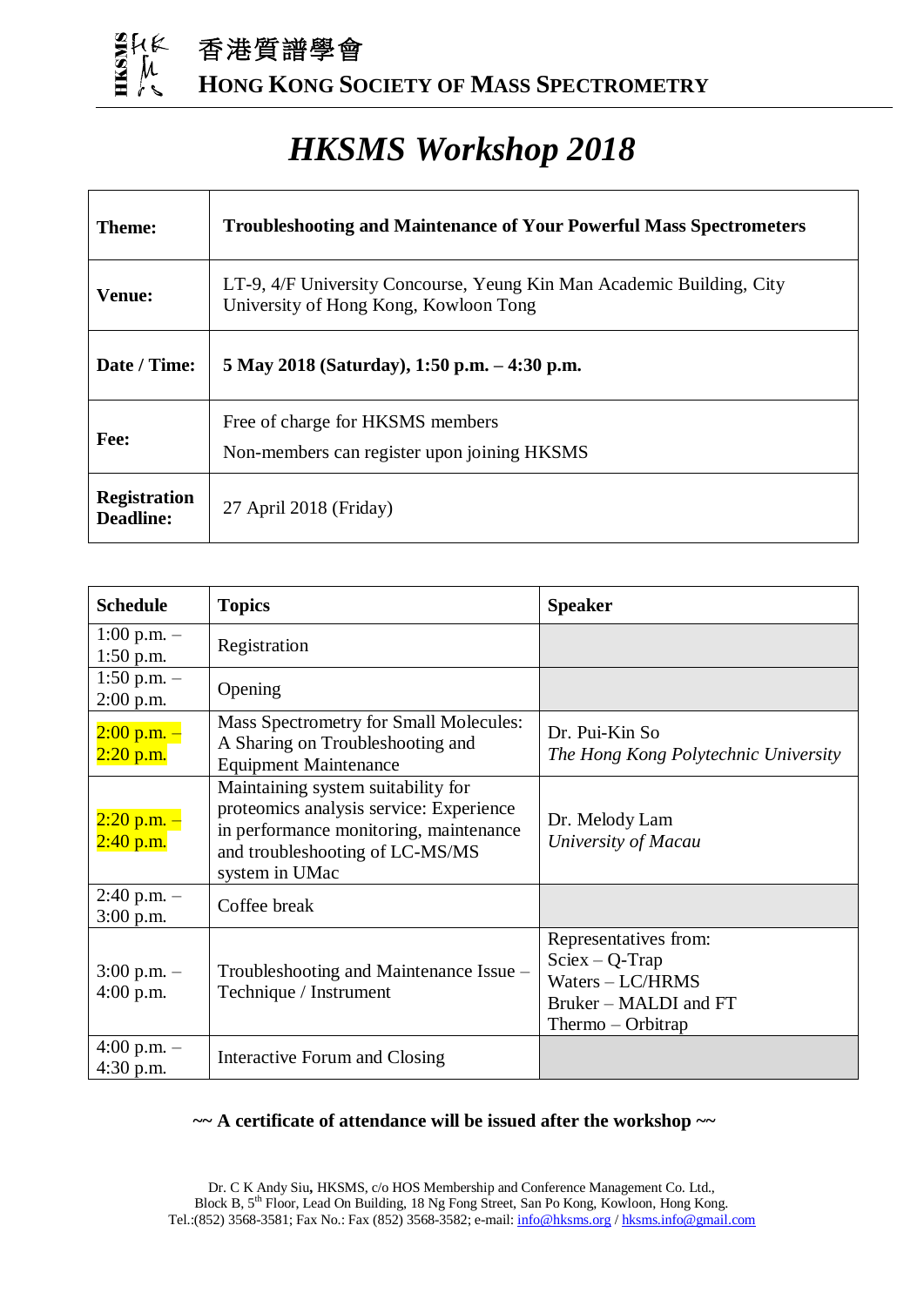香港質譜學會

**HONG KONG SOCIETY OF MASS SPECTROMETRY**

# *HKSMS Workshop 2018*

| **Theme:** | **Troubleshooting and Maintenance of Your Powerful Mass Spectrometers** |
|---|---|
| **Venue:** | LT-9, 4/F University Concourse, Yeung Kin Man Academic Building, City University of Hong Kong, Kowloon Tong |
| **Date / Time:** | **5 May 2018 (Saturday), 1:50 p.m. – 4:30 p.m.** |
| **Fee:** | Free of charge for HKSMS members<br>Non-members can register upon joining HKSMS |
| **Registration Deadline:** | 27 April 2018 (Friday) |

| **Schedule** | **Topics** | **Speaker** |
|---|---|---|
| 1:00 p.m. – 1:50 p.m. | Registration | |
| 1:50 p.m. – 2:00 p.m. | Opening | |
| 2:00 p.m. – 2:20 p.m. | Mass Spectrometry for Small Molecules: A Sharing on Troubleshooting and Equipment Maintenance | Dr. Pui-Kin So<br>*The Hong Kong Polytechnic University* |
| 2:20 p.m. – 2:40 p.m. | Maintaining system suitability for proteomics analysis service: Experience in performance monitoring, maintenance and troubleshooting of LC-MS/MS system in UMac | Dr. Melody Lam<br>*University of Macau* |
| 2:40 p.m. – 3:00 p.m. | Coffee break | |
| 3:00 p.m. – 4:00 p.m. | Troubleshooting and Maintenance Issue – Technique / Instrument | Representatives from:<br>Sciex – Q-Trap<br>Waters – LC/HRMS<br>Bruker – MALDI and FT<br>Thermo – Orbitrap |
| 4:00 p.m. – 4:30 p.m. | Interactive Forum and Closing | |

**~~ A certificate of attendance will be issued after the workshop ~~**

Dr. C K Andy Siu**,** HKSMS, c/o HOS Membership and Conference Management Co. Ltd., Block B, 5th Floor, Lead On Building, 18 Ng Fong Street, San Po Kong, Kowloon, Hong Kong. Tel.:(852) 3568-3581; Fax No.: Fax (852) 3568-3582; e-mail: info@hksms.org / hksms.info@gmail.com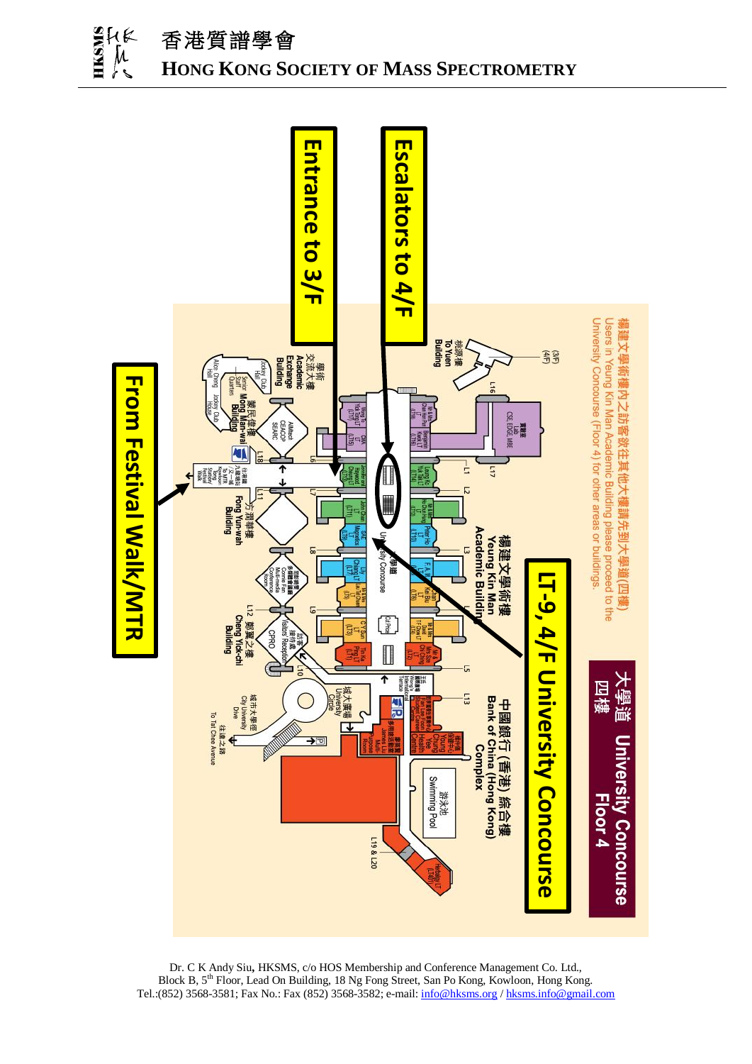Dr. C K Andy Siu, HKSMS, c/o HOS Membership and Conference Management Co. Ltd., Block B, 5th Floor, Lead On Building, 18 Ng Fong Street, San Po Kong, Kowloon, Hong Kong. Tel.:(852) 3568-3581; Fax No.: Fax (852) 3568-3582; e-mail: info@hksms.org / hksms.info@gmail.com